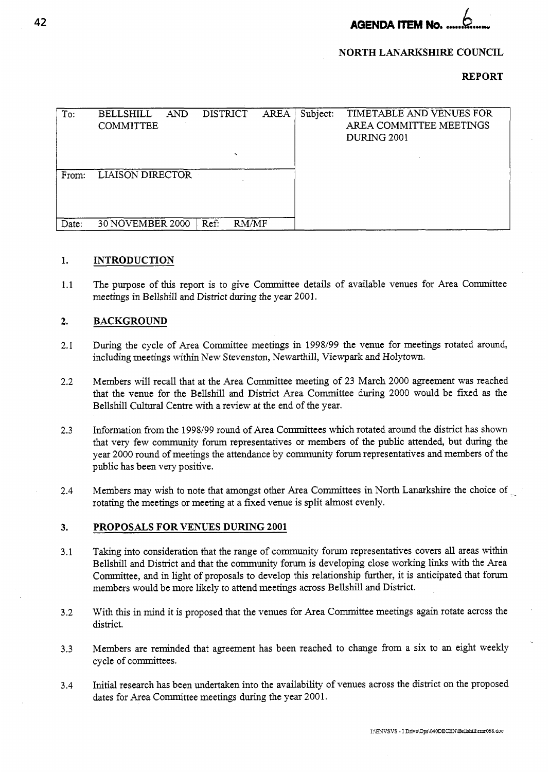**AGENDA ITEM No. 6**

**NORTH LANARKSHIRE COUNCIL**

**REPORT**

| To: | BELLSHILL AND DISTRICT AREA COMMITTEE | | Subject: | TIMETABLE AND VENUES FOR AREA COMMITTEE MEETINGS DURING 2001 |
|---|---|---|---|---|
| From: | LIAISON DIRECTOR | | | |
| Date: | 30 NOVEMBER 2000 | Ref: RM/MF | | |

## 1. INTRODUCTION

1.1 The purpose of this report is to give Committee details of available venues for Area Committee meetings in Bellshill and District during the year 2001.

## 2. BACKGROUND

2.1 During the cycle of Area Committee meetings in 1998/99 the venue for meetings rotated around, including meetings within New Stevenston, Newarthill, Viewpark and Holytown.

2.2 Members will recall that at the Area Committee meeting of 23 March 2000 agreement was reached that the venue for the Bellshill and District Area Committee during 2000 would be fixed as the Bellshill Cultural Centre with a review at the end of the year.

2.3 Information from the 1998/99 round of Area Committees which rotated around the district has shown that very few community forum representatives or members of the public attended, but during the year 2000 round of meetings the attendance by community forum representatives and members of the public has been very positive.

2.4 Members may wish to note that amongst other Area Committees in North Lanarkshire the choice of rotating the meetings or meeting at a fixed venue is split almost evenly.

## 3. PROPOSALS FOR VENUES DURING 2001

3.1 Taking into consideration that the range of community forum representatives covers all areas within Bellshill and District and that the community forum is developing close working links with the Area Committee, and in light of proposals to develop this relationship further, it is anticipated that forum members would be more likely to attend meetings across Bellshill and District.

3.2 With this in mind it is proposed that the venues for Area Committee meetings again rotate across the district.

3.3 Members are reminded that agreement has been reached to change from a six to an eight weekly cycle of committees.

3.4 Initial research has been undertaken into the availability of venues across the district on the proposed dates for Area Committee meetings during the year 2001.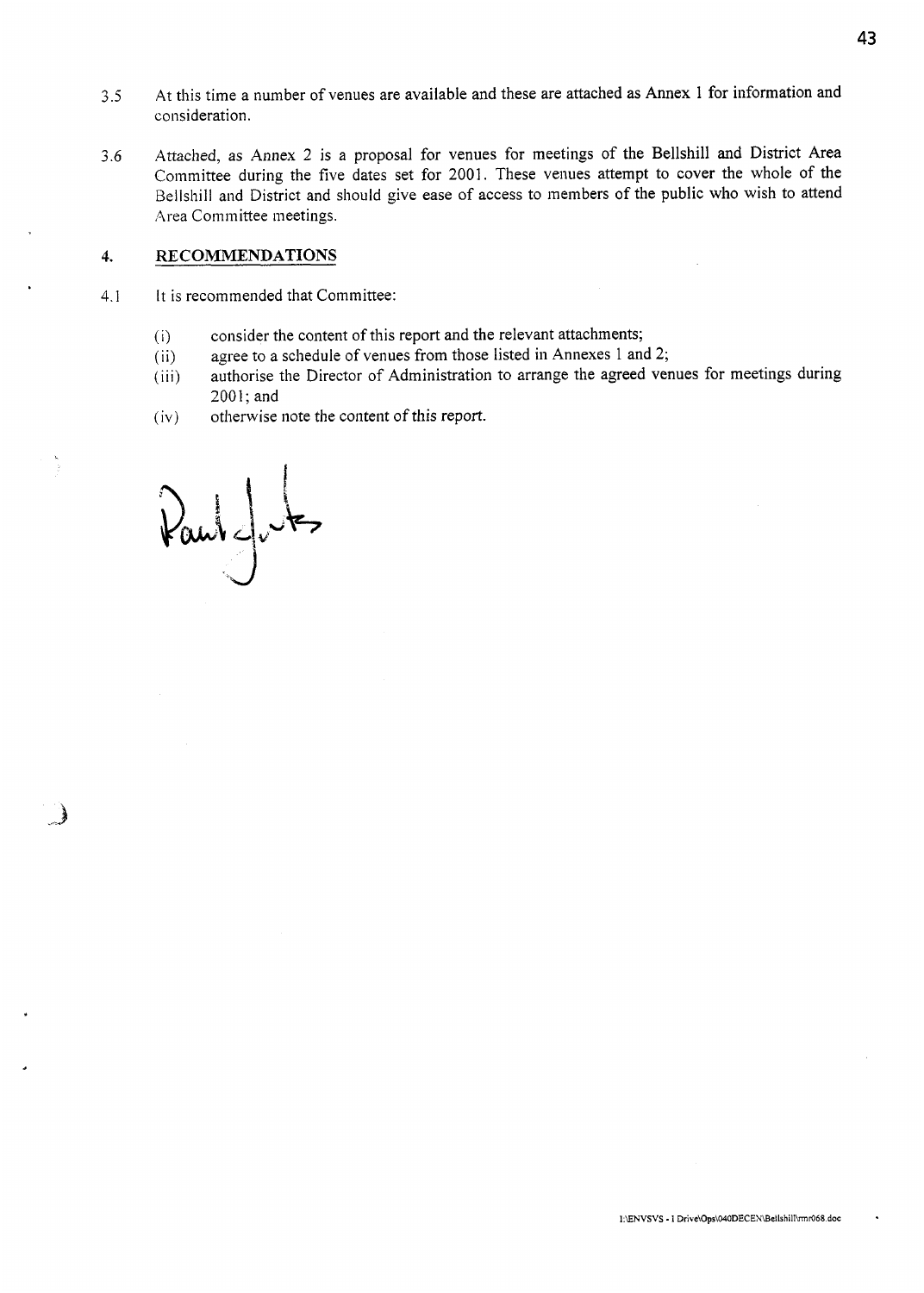3.5 At this time a number of venues are available and these are attached as Annex 1 for information and consideration.

3.6 Attached, as Annex 2 is a proposal for venues for meetings of the Bellshill and District Area Committee during the five dates set for 2001. These venues attempt to cover the whole of the Bellshill and District and should give ease of access to members of the public who wish to attend Area Committee meetings.

## 4. RECOMMENDATIONS

4.1 It is recommended that Committee:

- (i) consider the content of this report and the relevant attachments;
- (ii) agree to a schedule of venues from those listed in Annexes 1 and 2;
- (iii) authorise the Director of Administration to arrange the agreed venues for meetings during 2001; and
- (iv) otherwise note the content of this report.

I:\ENVSVS - I Drive\Ops\040DECEN\Bellshill\rmr068.doc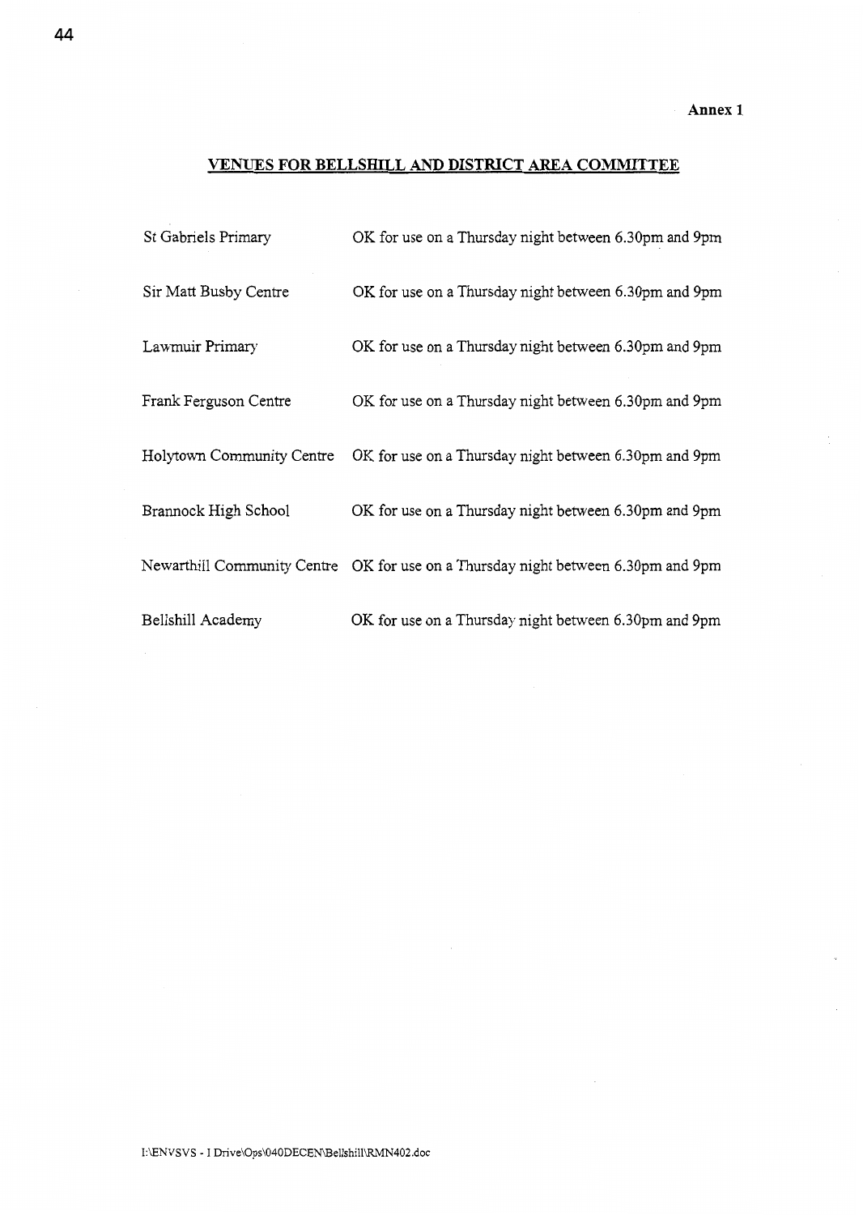**Annex 1**

## VENUES FOR BELLSHILL AND DISTRICT AREA COMMITTEE

| | |
|---|---|
| St Gabriels Primary | OK for use on a Thursday night between 6.30pm and 9pm |
| Sir Matt Busby Centre | OK for use on a Thursday night between 6.30pm and 9pm |
| Lawmuir Primary | OK for use on a Thursday night between 6.30pm and 9pm |
| Frank Ferguson Centre | OK for use on a Thursday night between 6.30pm and 9pm |
| Holytown Community Centre | OK for use on a Thursday night between 6.30pm and 9pm |
| Brannock High School | OK for use on a Thursday night between 6.30pm and 9pm |
| Newarthill Community Centre | OK for use on a Thursday night between 6.30pm and 9pm |
| Bellshill Academy | OK for use on a Thursday night between 6.30pm and 9pm |

I:\ENVSVS - I Drive\Ops\040DECEN\Bellshill\RMN402.doc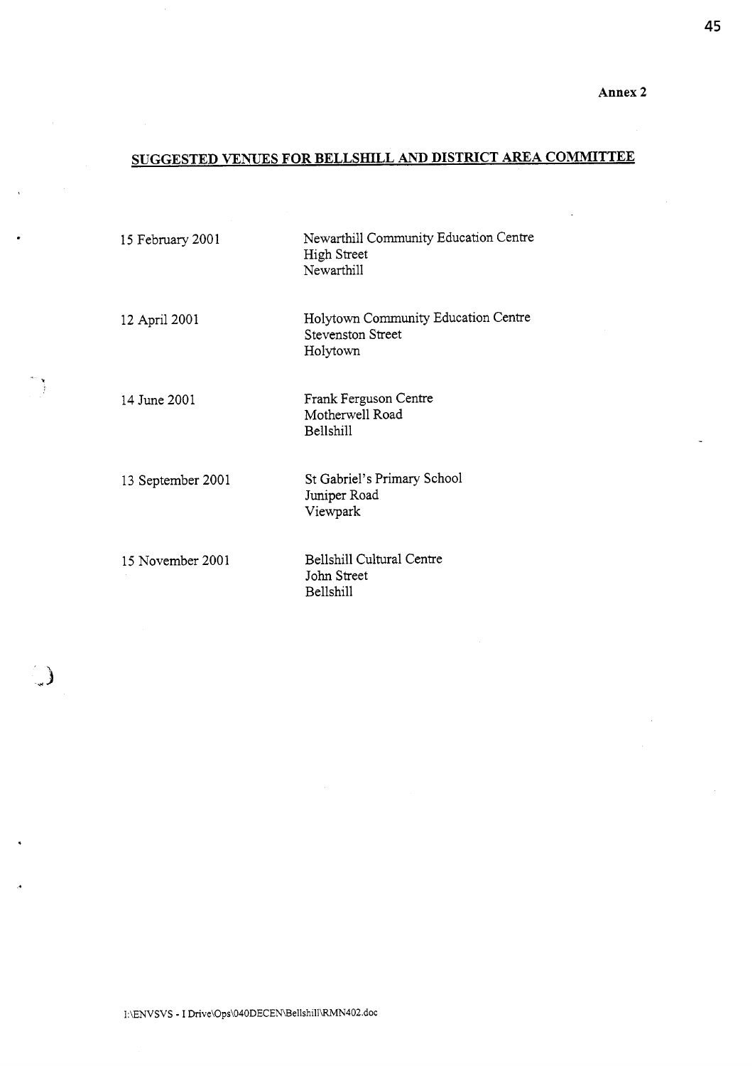**Annex 2**

## SUGGESTED VENUES FOR BELLSHILL AND DISTRICT AREA COMMITTEE

| | |
|---|---|
| 15 February 2001 | Newarthill Community Education Centre<br>High Street<br>Newarthill |
| 12 April 2001 | Holytown Community Education Centre<br>Stevenston Street<br>Holytown |
| 14 June 2001 | Frank Ferguson Centre<br>Motherwell Road<br>Bellshill |
| 13 September 2001 | St Gabriel's Primary School<br>Juniper Road<br>Viewpark |
| 15 November 2001 | Bellshill Cultural Centre<br>John Street<br>Bellshill |

I:\ENVSVS - I Drive\Ops\040DECEN\Bellshill\RMN402.doc